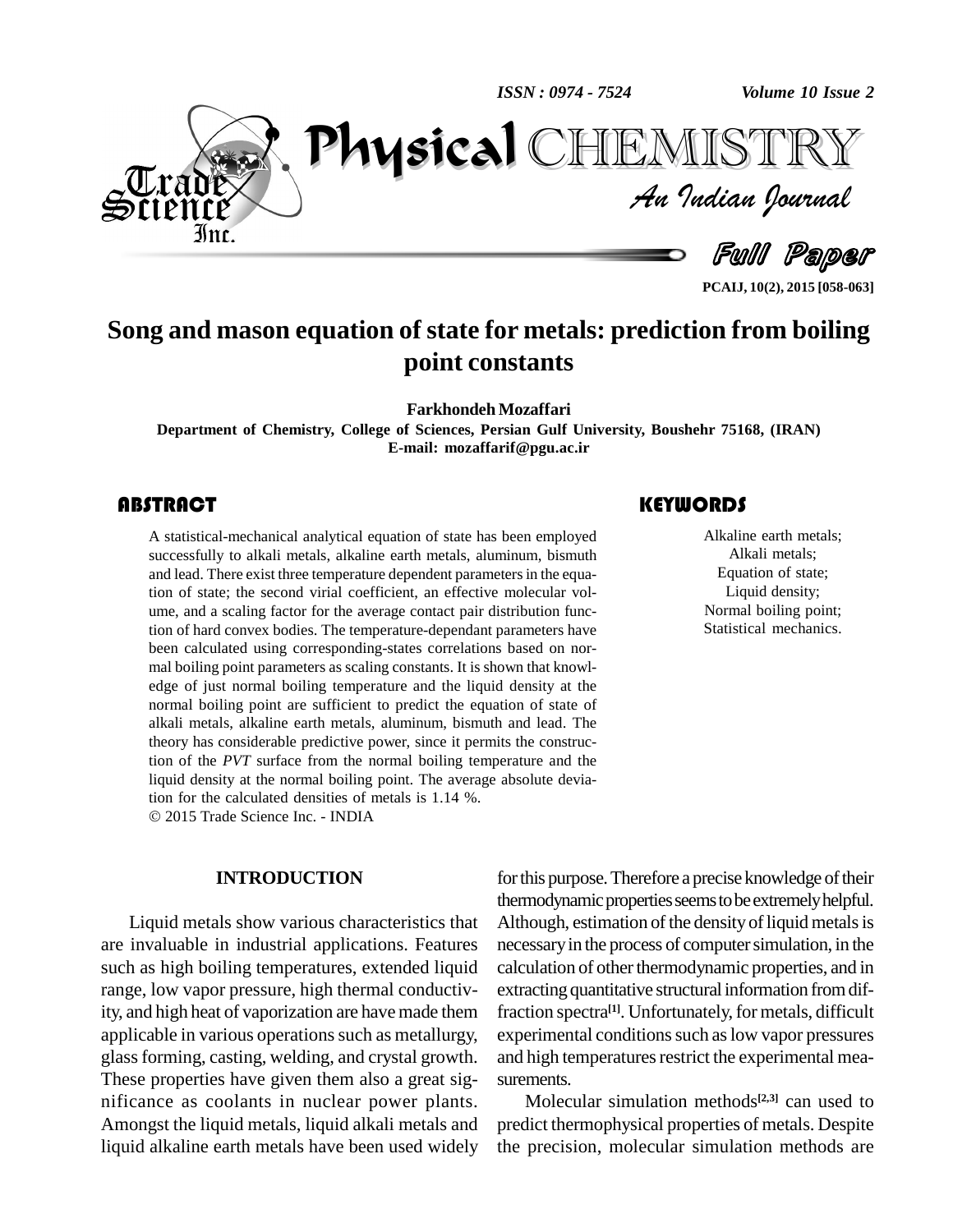# Song and mason equation of state for metals: prediction from boiling point constants

**Farkhondeh Mozaffari**

**Department of Chemistry, College of Sciences, Persian Gulf University, Boushehr 75168, (IRAN)**

**E-mail: mozaffarif@pgu.ac.ir**

## ABSTRACT

A statistical-mechanical analytical equation of state has been employed successfully to alkali metals, alkaline earth metals, aluminum, bismuth and lead. There exist three temperature dependent parameters in the equation of state; the second virial coefficient, an effective molecular volume, and a scaling factor for the average contact pair distribution function of hard convex bodies. The temperature-dependant parameters have been calculated using corresponding-states correlations based on normal boiling point parameters as scaling constants. It is shown that knowledge of just normal boiling temperature and the liquid density at the normal boiling point are sufficient to predict the equation of state of alkali metals, alkaline earth metals, aluminum, bismuth and lead. The theory has considerable predictive power, since it permits the construction of the *PVT* surface from the normal boiling temperature and the liquid density at the normal boiling point. The average absolute deviation for the calculated densities of metals is 1.14 %.

© 2015 Trade Science Inc. - INDIA

## KEYWORDS

Alkaline earth metals;
Alkali metals;
Equation of state;
Liquid density;
Normal boiling point;
Statistical mechanics.

## INTRODUCTION

Liquid metals show various characteristics that are invaluable in industrial applications. Features such as high boiling temperatures, extended liquid range, low vapor pressure, high thermal conductivity, and high heat of vaporization are have made them applicable in various operations such as metallurgy, glass forming, casting, welding, and crystal growth. These properties have given them also a great significance as coolants in nuclear power plants. Amongst the liquid metals, liquid alkali metals and liquid alkaline earth metals have been used widely for this purpose. Therefore a precise knowledge of their thermodynamic properties seems to be extremely helpful. Although, estimation of the density of liquid metals is necessary in the process of computer simulation, in the calculation of other thermodynamic properties, and in extracting quantitative structural information from diffraction spectra[1]. Unfortunately, for metals, difficult experimental conditions such as low vapor pressures and high temperatures restrict the experimental measurements.

Molecular simulation methods[2,3] can used to predict thermophysical properties of metals. Despite the precision, molecular simulation methods are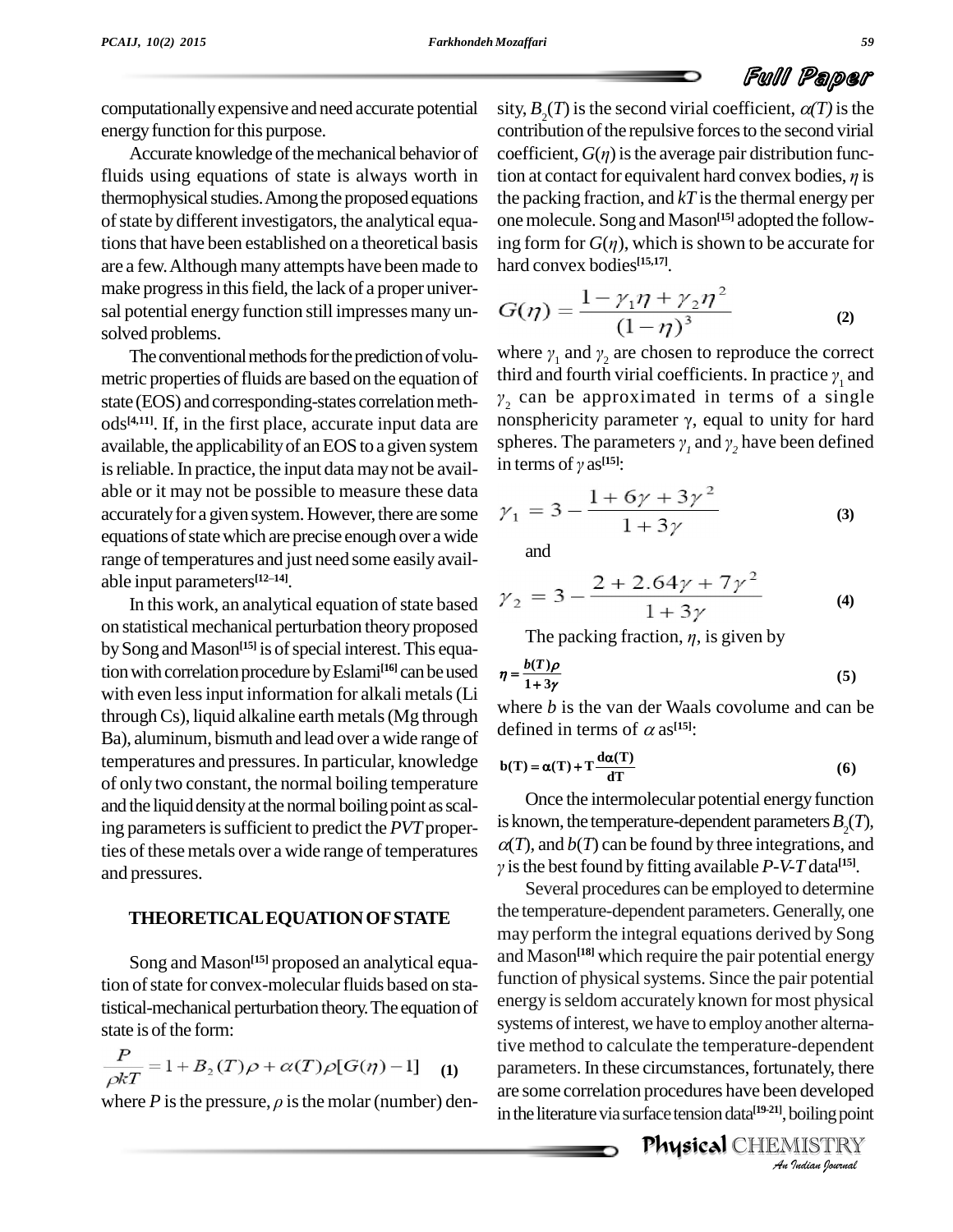computationally expensive and need accurate potential energy function for this purpose.

Accurate knowledge of the mechanical behavior of fluids using equations of state is always worth in thermophysical studies. Among the proposed equations of state by different investigators, the analytical equations that have been established on a theoretical basis are a few. Although many attempts have been made to make progress in this field, the lack of a proper universal potential energy function still impresses many unsolved problems.

The conventional methods for the prediction of volumetric properties of fluids are based on the equation of state (EOS) and corresponding-states correlation methods[4,11]. If, in the first place, accurate input data are available, the applicability of an EOS to a given system is reliable. In practice, the input data may not be available or it may not be possible to measure these data accurately for a given system. However, there are some equations of state which are precise enough over a wide range of temperatures and just need some easily available input parameters[12–14].

In this work, an analytical equation of state based on statistical mechanical perturbation theory proposed by Song and Mason[15] is of special interest. This equation with correlation procedure by Eslami[16] can be used with even less input information for alkali metals (Li through Cs), liquid alkaline earth metals (Mg through Ba), aluminum, bismuth and lead over a wide range of temperatures and pressures. In particular, knowledge of only two constant, the normal boiling temperature and the liquid density at the normal boiling point as scaling parameters is sufficient to predict the *PVT* properties of these metals over a wide range of temperatures and pressures.

## THEORETICAL EQUATION OF STATE

Song and Mason[15] proposed an analytical equation of state for convex-molecular fluids based on statistical-mechanical perturbation theory. The equation of state is of the form:

$$\frac{P}{\rho kT} = 1 + B_2(T)\rho + \alpha(T)\rho[G(\eta) - 1] \quad (1)$$

where $P$ is the pressure, $\rho$ is the molar (number) density, $B_2(T)$ is the second virial coefficient, $\alpha(T)$ is the contribution of the repulsive forces to the second virial coefficient, $G(\eta)$ is the average pair distribution function at contact for equivalent hard convex bodies, $\eta$ is the packing fraction, and $kT$ is the thermal energy per one molecule. Song and Mason[15] adopted the following form for $G(\eta)$, which is shown to be accurate for hard convex bodies[15,17].

$$G(\eta) = \frac{1 - \gamma_1\eta + \gamma_2\eta^2}{(1-\eta)^3} \quad (2)$$

where $\gamma_1$ and $\gamma_2$ are chosen to reproduce the correct third and fourth virial coefficients. In practice $\gamma_1$ and $\gamma_2$ can be approximated in terms of a single nonsphericity parameter $\gamma$, equal to unity for hard spheres. The parameters $\gamma_1$ and $\gamma_2$ have been defined in terms of $\gamma$ as[15]:

$$\gamma_1 = 3 - \frac{1 + 6\gamma + 3\gamma^2}{1 + 3\gamma} \quad (3)$$

and

$$\gamma_2 = 3 - \frac{2 + 2.64\gamma + 7\gamma^2}{1 + 3\gamma} \quad (4)$$

The packing fraction, $\eta$, is given by

$$\eta = \frac{b(T)\rho}{1 + 3\gamma} \quad (5)$$

where $b$ is the van der Waals covolume and can be defined in terms of $\alpha$ as[15]:

$$b(T) = \alpha(T) + T\frac{d\alpha(T)}{dT} \quad (6)$$

Once the intermolecular potential energy function is known, the temperature-dependent parameters $B_2(T)$, $\alpha(T)$, and $b(T)$ can be found by three integrations, and $\gamma$ is the best found by fitting available *P-V-T* data[15].

Several procedures can be employed to determine the temperature-dependent parameters. Generally, one may perform the integral equations derived by Song and Mason[18] which require the pair potential energy function of physical systems. Since the pair potential energy is seldom accurately known for most physical systems of interest, we have to employ another alternative method to calculate the temperature-dependent parameters. In these circumstances, fortunately, there are some correlation procedures have been developed in the literature via surface tension data[19-21], boiling point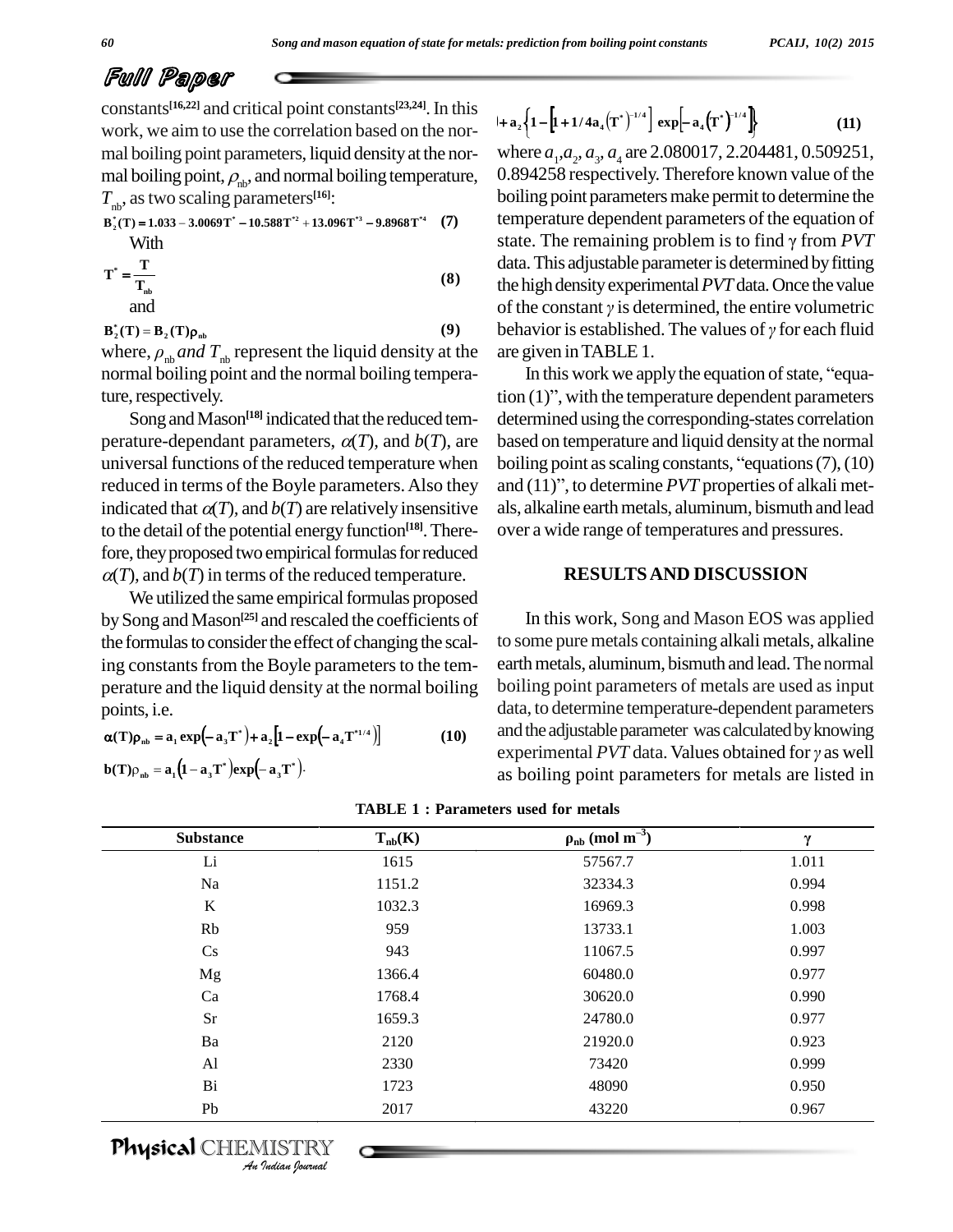constants[16,22] and critical point constants[23,24]. In this work, we aim to use the correlation based on the normal boiling point parameters, liquid density at the normal boiling point, $\rho_{nb}$, and normal boiling temperature, $T_{nb}$, as two scaling parameters[16]:

$$B_2^*(T) = 1.033 - 3.0069T^* - 10.588T^{*2} + 13.096T^{*3} - 9.8968T^{*4} \quad (7)$$

With

$$T^* = \frac{T}{T_{nb}} \quad (8)$$

and

$$B_2^*(T) = B_2(T)\rho_{nb} \quad (9)$$

where, $\rho_{nb}$ *and* $T_{nb}$ represent the liquid density at the normal boiling point and the normal boiling temperature, respectively.

Song and Mason[18] indicated that the reduced temperature-dependant parameters, $\alpha(T)$, and $b(T)$, are universal functions of the reduced temperature when reduced in terms of the Boyle parameters. Also they indicated that $\alpha(T)$, and $b(T)$ are relatively insensitive to the detail of the potential energy function[18]. Therefore, they proposed two empirical formulas for reduced $\alpha(T)$, and $b(T)$ in terms of the reduced temperature.

We utilized the same empirical formulas proposed by Song and Mason[25] and rescaled the coefficients of the formulas to consider the effect of changing the scaling constants from the Boyle parameters to the temperature and the liquid density at the normal boiling points, i.e.

$$\alpha(T)\rho_{nb} = a_1 \exp\left(-a_3 T^*\right) + a_2\left[1 - \exp\left(-a_4 T^{*1/4}\right)\right] \quad (10)$$

$$b(T)\rho_{nb} = a_1\left(1 - a_3 T^*\right)\exp\left(-a_3 T^*\right).$$

$$+ a_2\left\{1 - \left[1 + 1/4a_4\left(T^*\right)^{-1/4}\right]\exp\left[-a_4\left(T^*\right)^{-1/4}\right]\right\} \quad (11)$$

where $a_1, a_2, a_3, a_4$ are 2.080017, 2.204481, 0.509251, 0.894258 respectively. Therefore known value of the boiling point parameters make permit to determine the temperature dependent parameters of the equation of state. The remaining problem is to find $\gamma$ from *PVT* data. This adjustable parameter is determined by fitting the high density experimental *PVT* data. Once the value of the constant $\gamma$ is determined, the entire volumetric behavior is established. The values of $\gamma$ for each fluid are given in TABLE 1.

In this work we apply the equation of state, "equation (1)", with the temperature dependent parameters determined using the corresponding-states correlation based on temperature and liquid density at the normal boiling point as scaling constants, "equations (7), (10) and (11)", to determine *PVT* properties of alkali metals, alkaline earth metals, aluminum, bismuth and lead over a wide range of temperatures and pressures.

## RESULTS AND DISCUSSION

In this work, Song and Mason EOS was applied to some pure metals containing alkali metals, alkaline earth metals, aluminum, bismuth and lead. The normal boiling point parameters of metals are used as input data, to determine temperature-dependent parameters and the adjustable parameter was calculated by knowing experimental *PVT* data. Values obtained for $\gamma$ as well as boiling point parameters for metals are listed in

**TABLE 1 : Parameters used for metals**

| Substance | $T_{nb}$(K) | $\rho_{nb}$ (mol $m^{-3}$) | $\gamma$ |
|---|---|---|---|
| Li | 1615 | 57567.7 | 1.011 |
| Na | 1151.2 | 32334.3 | 0.994 |
| K | 1032.3 | 16969.3 | 0.998 |
| Rb | 959 | 13733.1 | 1.003 |
| Cs | 943 | 11067.5 | 0.997 |
| Mg | 1366.4 | 60480.0 | 0.977 |
| Ca | 1768.4 | 30620.0 | 0.990 |
| Sr | 1659.3 | 24780.0 | 0.977 |
| Ba | 2120 | 21920.0 | 0.923 |
| Al | 2330 | 73420 | 0.999 |
| Bi | 1723 | 48090 | 0.950 |
| Pb | 2017 | 43220 | 0.967 |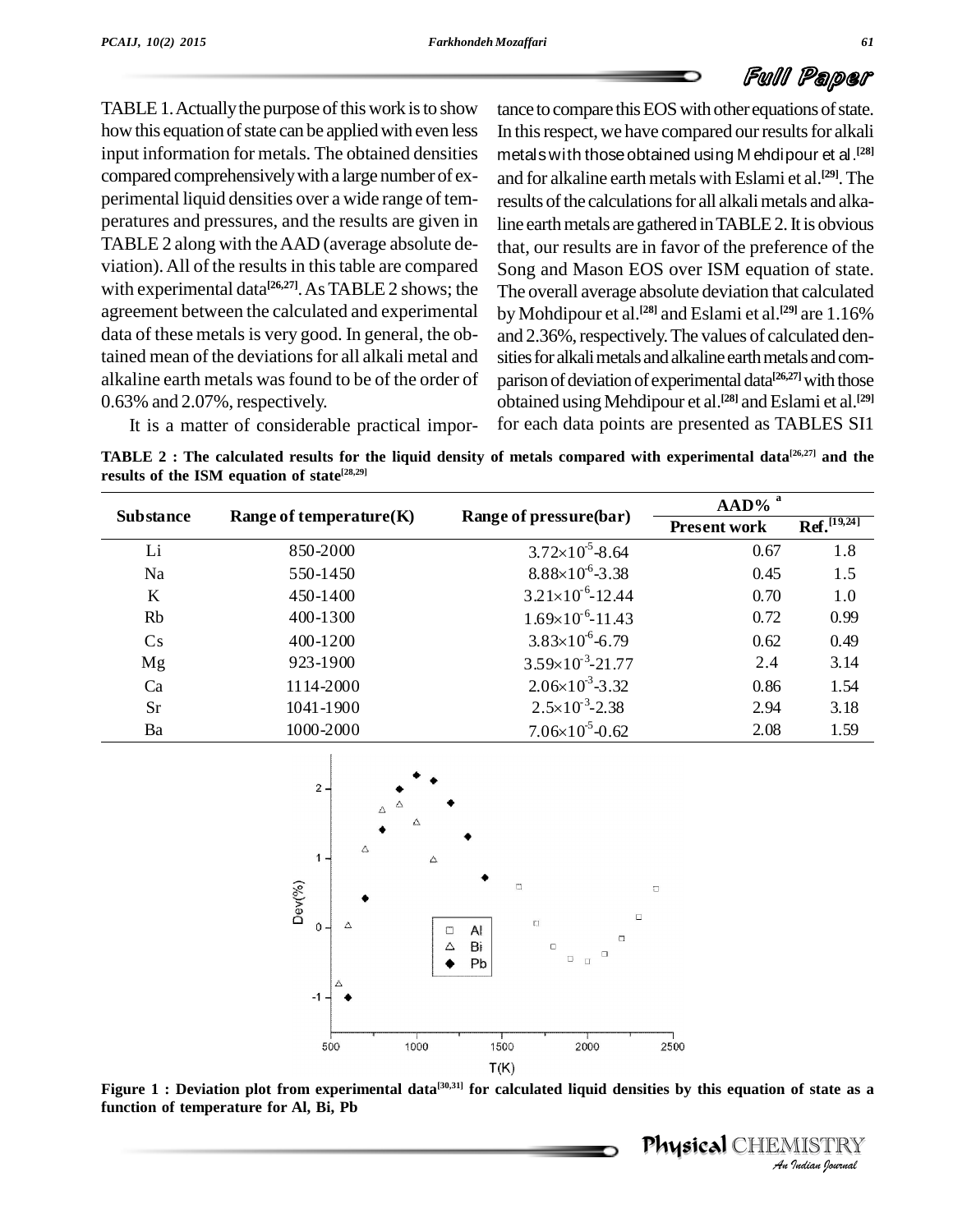TABLE 1. Actually the purpose of this work is to show how this equation of state can be applied with even less input information for metals. The obtained densities compared comprehensively with a large number of experimental liquid densities over a wide range of temperatures and pressures, and the results are given in TABLE 2 along with the AAD (average absolute deviation). All of the results in this table are compared with experimental data[26,27]. As TABLE 2 shows; the agreement between the calculated and experimental data of these metals is very good. In general, the obtained mean of the deviations for all alkali metal and alkaline earth metals was found to be of the order of 0.63% and 2.07%, respectively.

It is a matter of considerable practical importance to compare this EOS with other equations of state. In this respect, we have compared our results for alkali metals with those obtained using Mehdipour et al.[28] and for alkaline earth metals with Eslami et al.[29]. The results of the calculations for all alkali metals and alkaline earth metals are gathered in TABLE 2. It is obvious that, our results are in favor of the preference of the Song and Mason EOS over ISM equation of state. The overall average absolute deviation that calculated by Mohdipour et al.[28] and Eslami et al.[29] are 1.16% and 2.36%, respectively. The values of calculated densities for alkali metals and alkaline earth metals and comparison of deviation of experimental data[26,27] with those obtained using Mehdipour et al.[28] and Eslami et al.[29] for each data points are presented as TABLES SI1

**TABLE 2 : The calculated results for the liquid density of metals compared with experimental data[26,27] and the results of the ISM equation of state[28,29]**

| Substance | Range of temperature(K) | Range of pressure(bar) | AAD% [a] | |
|---|---|---|---|---|
| | | | Present work | Ref.[19,24] |
| Li | 850-2000 | $3.72\times10^{-5}$-8.64 | 0.67 | 1.8 |
| Na | 550-1450 | $8.88\times10^{-6}$-3.38 | 0.45 | 1.5 |
| K | 450-1400 | $3.21\times10^{-6}$-12.44 | 0.70 | 1.0 |
| Rb | 400-1300 | $1.69\times10^{-6}$-11.43 | 0.72 | 0.99 |
| Cs | 400-1200 | $3.83\times10^{-6}$-6.79 | 0.62 | 0.49 |
| Mg | 923-1900 | $3.59\times10^{-3}$-21.77 | 2.4 | 3.14 |
| Ca | 1114-2000 | $2.06\times10^{-3}$-3.32 | 0.86 | 1.54 |
| Sr | 1041-1900 | $2.5\times10^{-3}$-2.38 | 2.94 | 3.18 |
| Ba | 1000-2000 | $7.06\times10^{-5}$-0.62 | 2.08 | 1.59 |

**Figure 1 : Deviation plot from experimental data[30,31] for calculated liquid densities by this equation of state as a function of temperature for Al, Bi, Pb**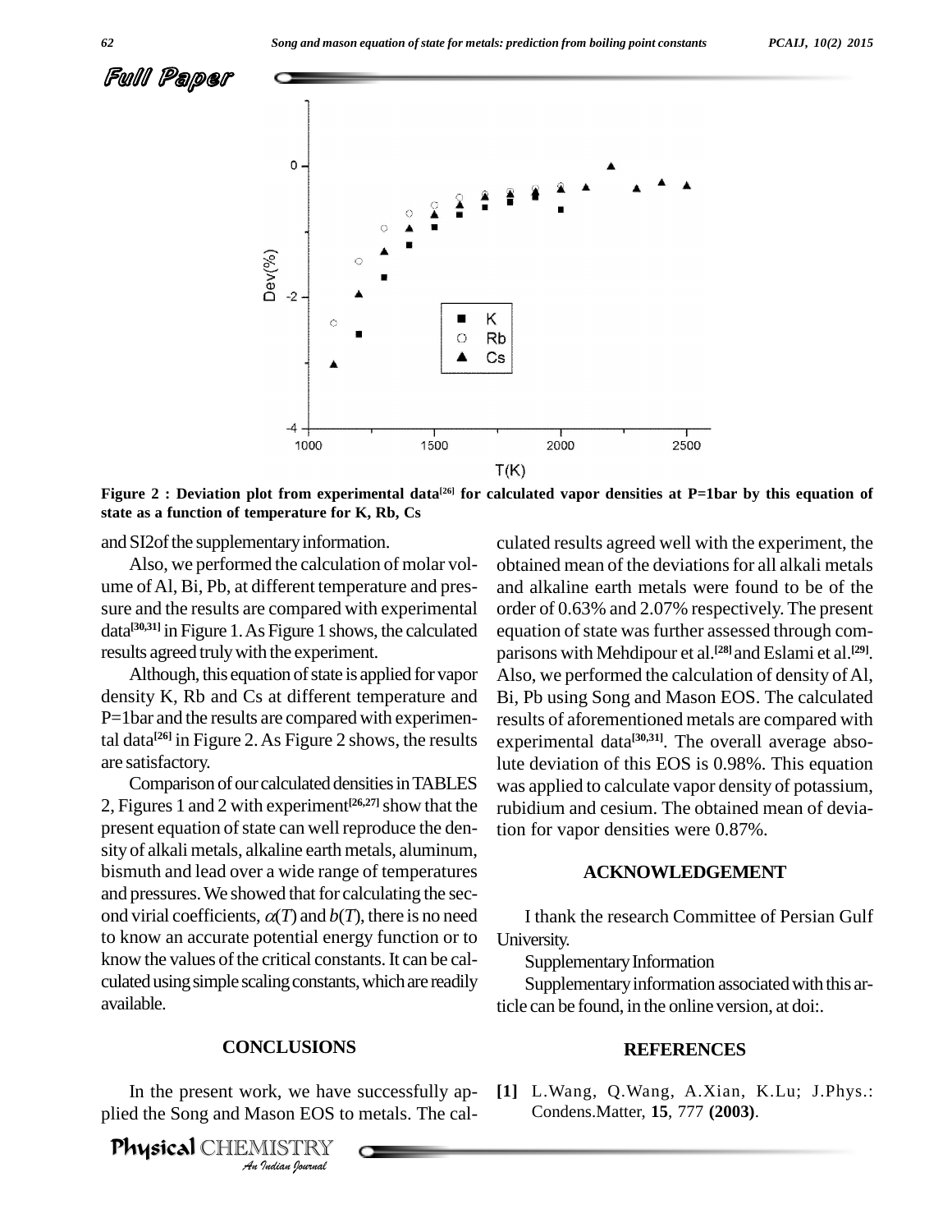Figure 2 : Deviation plot from experimental data[26] for calculated vapor densities at P=1bar by this equation of state as a function of temperature for K, Rb, Cs

and SI2of the supplementary information.

Also, we performed the calculation of molar volume of Al, Bi, Pb, at different temperature and pressure and the results are compared with experimental data[30,31] in Figure 1. As Figure 1 shows, the calculated results agreed truly with the experiment.

Although, this equation of state is applied for vapor density K, Rb and Cs at different temperature and P=1bar and the results are compared with experimental data[26] in Figure 2. As Figure 2 shows, the results are satisfactory.

Comparison of our calculated densities in TABLES 2, Figures 1 and 2 with experiment[26,27] show that the present equation of state can well reproduce the density of alkali metals, alkaline earth metals, aluminum, bismuth and lead over a wide range of temperatures and pressures. We showed that for calculating the second virial coefficients, $\alpha(T)$ and $b(T)$, there is no need to know an accurate potential energy function or to know the values of the critical constants. It can be calculated using simple scaling constants, which are readily available.

## CONCLUSIONS

In the present work, we have successfully applied the Song and Mason EOS to metals. The calculated results agreed well with the experiment, the obtained mean of the deviations for all alkali metals and alkaline earth metals were found to be of the order of 0.63% and 2.07% respectively. The present equation of state was further assessed through comparisons with Mehdipour et al.[28] and Eslami et al.[29]. Also, we performed the calculation of density of Al, Bi, Pb using Song and Mason EOS. The calculated results of aforementioned metals are compared with experimental data[30,31]. The overall average absolute deviation of this EOS is 0.98%. This equation was applied to calculate vapor density of potassium, rubidium and cesium. The obtained mean of deviation for vapor densities were 0.87%.

## ACKNOWLEDGEMENT

I thank the research Committee of Persian Gulf University.

Supplementary Information

Supplementary information associated with this article can be found, in the online version, at doi:.

## REFERENCES

[1] L.Wang, Q.Wang, A.Xian, K.Lu; J.Phys.: Condens.Matter, **15**, 777 **(2003)**.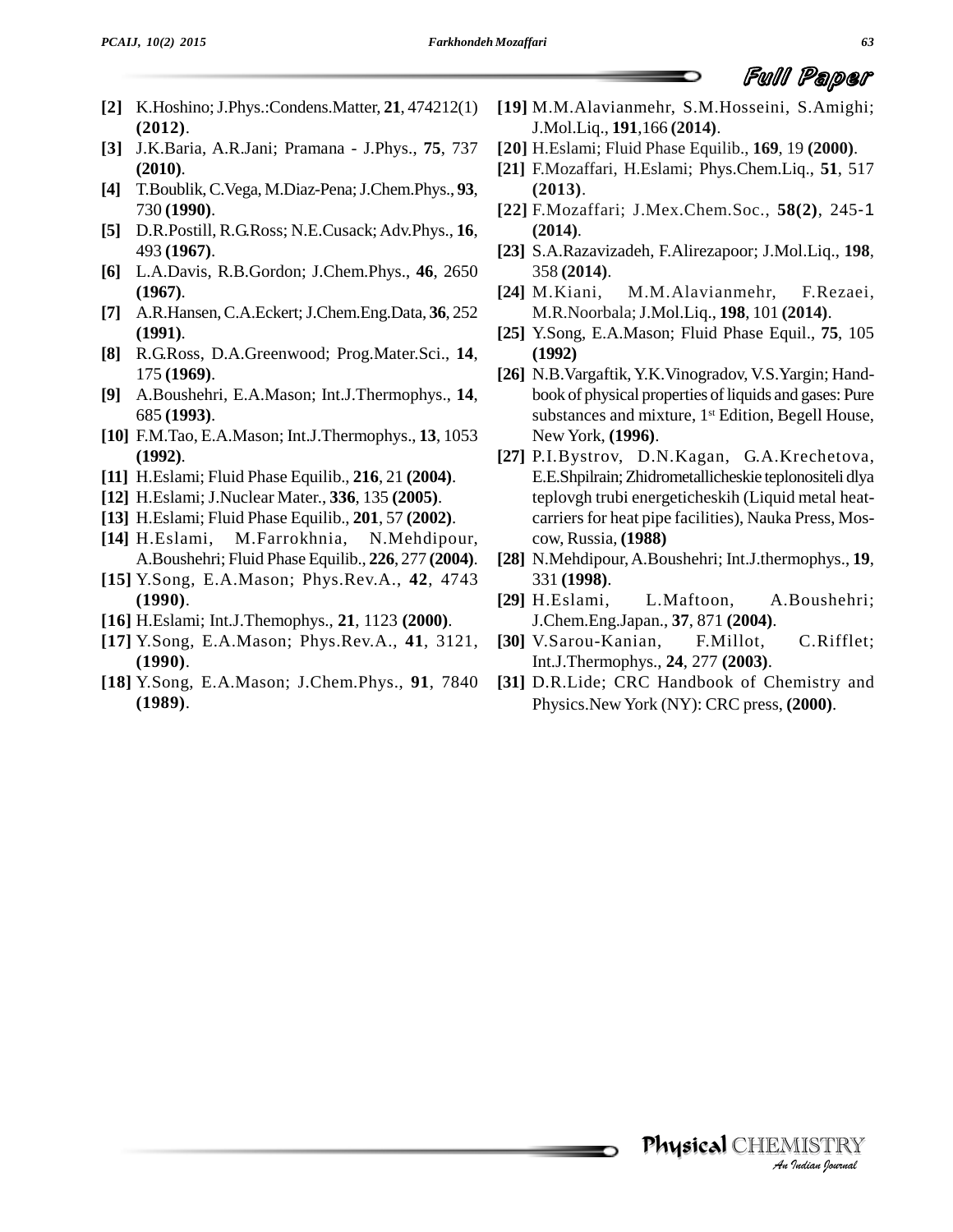**[2]** K.Hoshino; J.Phys.:Condens.Matter, **21**, 474212(1) **(2012)**.

**[3]** J.K.Baria, A.R.Jani; Pramana - J.Phys., **75**, 737 **(2010)**.

**[4]** T.Boublik, C.Vega, M.Diaz-Pena; J.Chem.Phys., **93**, 730 **(1990)**.

**[5]** D.R.Postill, R.G.Ross; N.E.Cusack; Adv.Phys., **16**, 493 **(1967)**.

**[6]** L.A.Davis, R.B.Gordon; J.Chem.Phys., **46**, 2650 **(1967)**.

**[7]** A.R.Hansen, C.A.Eckert; J.Chem.Eng.Data, **36**, 252 **(1991)**.

**[8]** R.G.Ross, D.A.Greenwood; Prog.Mater.Sci., **14**, 175 **(1969)**.

**[9]** A.Boushehri, E.A.Mason; Int.J.Thermophys., **14**, 685 **(1993)**.

**[10]** F.M.Tao, E.A.Mason; Int.J.Thermophys., **13**, 1053 **(1992)**.

**[11]** H.Eslami; Fluid Phase Equilib., **216**, 21 **(2004)**.

**[12]** H.Eslami; J.Nuclear Mater., **336**, 135 **(2005)**.

**[13]** H.Eslami; Fluid Phase Equilib., **201**, 57 **(2002)**.

**[14]** H.Eslami, M.Farrokhnia, N.Mehdipour, A.Boushehri; Fluid Phase Equilib., **226**, 277 **(2004)**.

**[15]** Y.Song, E.A.Mason; Phys.Rev.A., **42**, 4743 **(1990)**.

**[16]** H.Eslami; Int.J.Themophys., **21**, 1123 **(2000)**.

**[17]** Y.Song, E.A.Mason; Phys.Rev.A., **41**, 3121, **(1990)**.

**[18]** Y.Song, E.A.Mason; J.Chem.Phys., **91**, 7840 **(1989)**.

**[19]** M.M.Alavianmehr, S.M.Hosseini, S.Amighi; J.Mol.Liq., **191**,166 **(2014)**.

**[20]** H.Eslami; Fluid Phase Equilib., **169**, 19 **(2000)**.

**[21]** F.Mozaffari, H.Eslami; Phys.Chem.Liq., **51**, 517 **(2013)**.

**[22]** F.Mozaffari; J.Mex.Chem.Soc., **58(2)**, 245-1 **(2014)**.

**[23]** S.A.Razavizadeh, F.Alirezapoor; J.Mol.Liq., **198**, 358 **(2014)**.

**[24]** M.Kiani, M.M.Alavianmehr, F.Rezaei, M.R.Noorbala; J.Mol.Liq., **198**, 101 **(2014)**.

**[25]** Y.Song, E.A.Mason; Fluid Phase Equil., **75**, 105 **(1992)**

**[26]** N.B.Vargaftik, Y.K.Vinogradov, V.S.Yargin; Handbook of physical properties of liquids and gases: Pure substances and mixture, 1st Edition, Begell House, New York, **(1996)**.

**[27]** P.I.Bystrov, D.N.Kagan, G.A.Krechetova, E.E.Shpilrain; Zhidrometallicheskie teplonositeli dlya teplovgh trubi energeticheskih (Liquid metal heat-carriers for heat pipe facilities), Nauka Press, Moscow, Russia, **(1988)**

**[28]** N.Mehdipour, A.Boushehri; Int.J.thermophys., **19**, 331 **(1998)**.

**[29]** H.Eslami, L.Maftoon, A.Boushehri; J.Chem.Eng.Japan., **37**, 871 **(2004)**.

**[30]** V.Sarou-Kanian, F.Millot, C.Rifflet; Int.J.Thermophys., **24**, 277 **(2003)**.

**[31]** D.R.Lide; CRC Handbook of Chemistry and Physics.New York (NY): CRC press, **(2000)**.